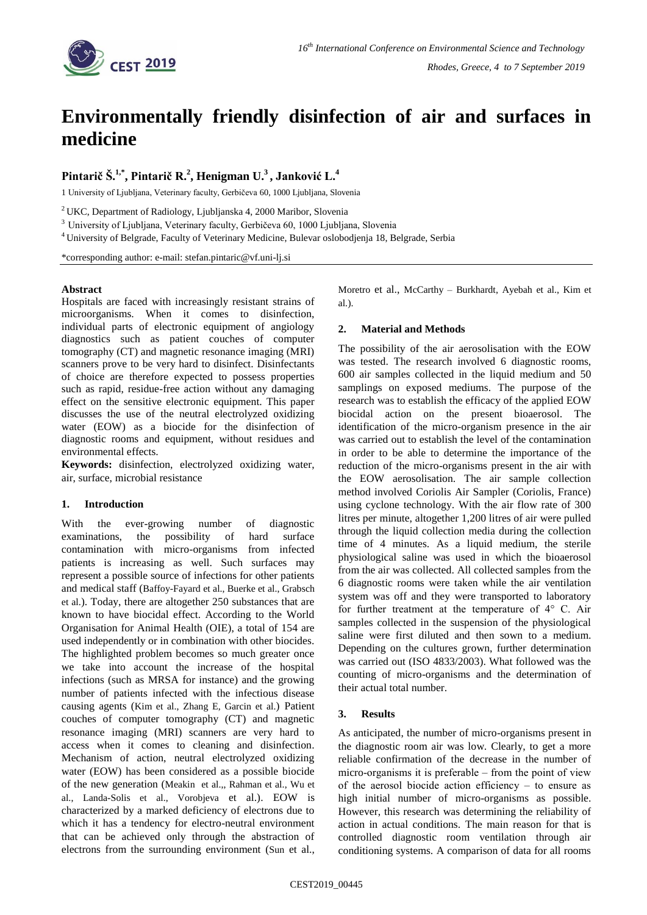# Environmentally friendly disinfection of air and surfaces in medicine

**Pintarič Š.[1,*], Pintarič R.[2], Henigman U.[3], Janković L.[4]**

1 University of Ljubljana, Veterinary faculty, Gerbičeva 60, 1000 Ljubljana, Slovenia

[2] UKC, Department of Radiology, Ljubljanska 4, 2000 Maribor, Slovenia

[3] University of Ljubljana, Veterinary faculty, Gerbičeva 60, 1000 Ljubljana, Slovenia

[4] University of Belgrade, Faculty of Veterinary Medicine, Bulevar oslobodjenja 18, Belgrade, Serbia

*corresponding author: e-mail: stefan.pintaric@vf.uni-lj.si

**Abstract**

Hospitals are faced with increasingly resistant strains of microorganisms. When it comes to disinfection, individual parts of electronic equipment of angiology diagnostics such as patient couches of computer tomography (CT) and magnetic resonance imaging (MRI) scanners prove to be very hard to disinfect. Disinfectants of choice are therefore expected to possess properties such as rapid, residue-free action without any damaging effect on the sensitive electronic equipment. This paper discusses the use of the neutral electrolyzed oxidizing water (EOW) as a biocide for the disinfection of diagnostic rooms and equipment, without residues and environmental effects.

**Keywords:** disinfection, electrolyzed oxidizing water, air, surface, microbial resistance

## 1. Introduction

With the ever-growing number of diagnostic examinations, the possibility of hard surface contamination with micro-organisms from infected patients is increasing as well. Such surfaces may represent a possible source of infections for other patients and medical staff (Baffoy-Fayard et al., Buerke et al., Grabsch et al.). Today, there are altogether 250 substances that are known to have biocidal effect. According to the World Organisation for Animal Health (OIE), a total of 154 are used independently or in combination with other biocides. The highlighted problem becomes so much greater once we take into account the increase of the hospital infections (such as MRSA for instance) and the growing number of patients infected with the infectious disease causing agents (Kim et al., Zhang E, Garcin et al.) Patient couches of computer tomography (CT) and magnetic resonance imaging (MRI) scanners are very hard to access when it comes to cleaning and disinfection. Mechanism of action, neutral electrolyzed oxidizing water (EOW) has been considered as a possible biocide of the new generation (Meakin et al.,, Rahman et al., Wu et al., Landa-Solis et al., Vorobjeva et al.). EOW is characterized by a marked deficiency of electrons due to which it has a tendency for electro-neutral environment that can be achieved only through the abstraction of electrons from the surrounding environment (Sun et al., Moretro et al., McCarthy – Burkhardt, Ayebah et al., Kim et al.).

## 2. Material and Methods

The possibility of the air aerosolisation with the EOW was tested. The research involved 6 diagnostic rooms, 600 air samples collected in the liquid medium and 50 samplings on exposed mediums. The purpose of the research was to establish the efficacy of the applied EOW biocidal action on the present bioaerosol. The identification of the micro-organism presence in the air was carried out to establish the level of the contamination in order to be able to determine the importance of the reduction of the micro-organisms present in the air with the EOW aerosolisation. The air sample collection method involved Coriolis Air Sampler (Coriolis, France) using cyclone technology. With the air flow rate of 300 litres per minute, altogether 1,200 litres of air were pulled through the liquid collection media during the collection time of 4 minutes. As a liquid medium, the sterile physiological saline was used in which the bioaerosol from the air was collected. All collected samples from the 6 diagnostic rooms were taken while the air ventilation system was off and they were transported to laboratory for further treatment at the temperature of 4° C. Air samples collected in the suspension of the physiological saline were first diluted and then sown to a medium. Depending on the cultures grown, further determination was carried out (ISO 4833/2003). What followed was the counting of micro-organisms and the determination of their actual total number.

## 3. Results

As anticipated, the number of micro-organisms present in the diagnostic room air was low. Clearly, to get a more reliable confirmation of the decrease in the number of micro-organisms it is preferable – from the point of view of the aerosol biocide action efficiency – to ensure as high initial number of micro-organisms as possible. However, this research was determining the reliability of action in actual conditions. The main reason for that is controlled diagnostic room ventilation through air conditioning systems. A comparison of data for all rooms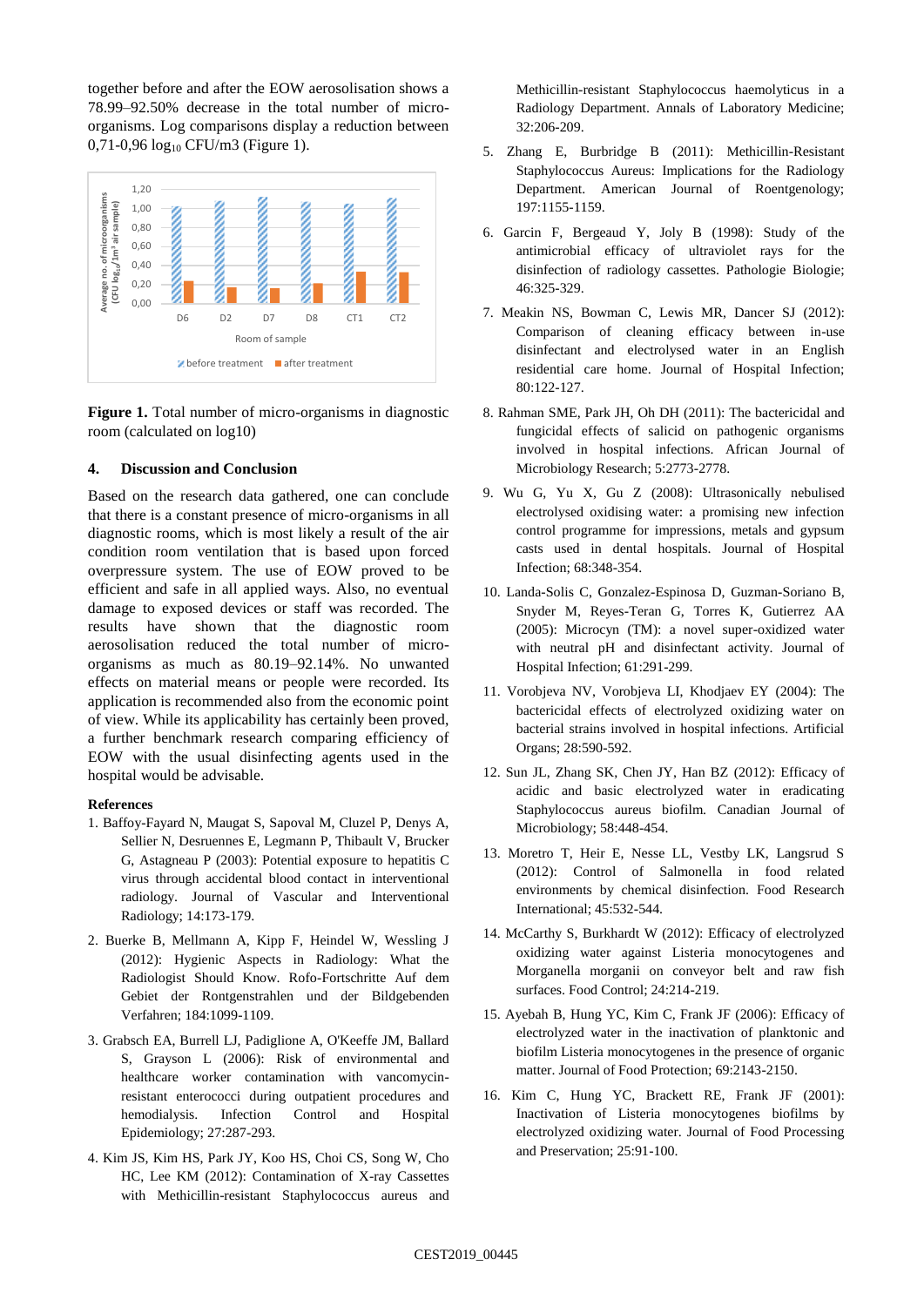together before and after the EOW aerosolisation shows a 78.99–92.50% decrease in the total number of micro-organisms. Log comparisons display a reduction between 0,71-0,96 $\log_{10}$ CFU/m3 (Figure 1).

Average no. of microorganisms (CFU $\log_{10}$/1m³ air sample)

1,20
1,00
0,80
0,60
0,40
0,20
0,00

D6 D2 D7 D8 CT1 CT2

Room of sample

before treatment after treatment

**Figure 1.** Total number of micro-organisms in diagnostic room (calculated on log10)

## 4. Discussion and Conclusion

Based on the research data gathered, one can conclude that there is a constant presence of micro-organisms in all diagnostic rooms, which is most likely a result of the air condition room ventilation that is based upon forced overpressure system. The use of EOW proved to be efficient and safe in all applied ways. Also, no eventual damage to exposed devices or staff was recorded. The results have shown that the diagnostic room aerosolisation reduced the total number of micro-organisms as much as 80.19–92.14%. No unwanted effects on material means or people were recorded. Its application is recommended also from the economic point of view. While its applicability has certainly been proved, a further benchmark research comparing efficiency of EOW with the usual disinfecting agents used in the hospital would be advisable.

### References

1. Baffoy-Fayard N, Maugat S, Sapoval M, Cluzel P, Denys A, Sellier N, Desruennes E, Legmann P, Thibault V, Brucker G, Astagneau P (2003): Potential exposure to hepatitis C virus through accidental blood contact in interventional radiology. Journal of Vascular and Interventional Radiology; 14:173-179.
2. Buerke B, Mellmann A, Kipp F, Heindel W, Wessling J (2012): Hygienic Aspects in Radiology: What the Radiologist Should Know. Rofo-Fortschritte Auf dem Gebiet der Rontgenstrahlen und der Bildgebenden Verfahren; 184:1099-1109.
3. Grabsch EA, Burrell LJ, Padiglione A, O'Keeffe JM, Ballard S, Grayson L (2006): Risk of environmental and healthcare worker contamination with vancomycin-resistant enterococci during outpatient procedures and hemodialysis. Infection Control and Hospital Epidemiology; 27:287-293.
4. Kim JS, Kim HS, Park JY, Koo HS, Choi CS, Song W, Cho HC, Lee KM (2012): Contamination of X-ray Cassettes with Methicillin-resistant Staphylococcus aureus and Methicillin-resistant Staphylococcus haemolyticus in a Radiology Department. Annals of Laboratory Medicine; 32:206-209.
5. Zhang E, Burbridge B (2011): Methicillin-Resistant Staphylococcus Aureus: Implications for the Radiology Department. American Journal of Roentgenology; 197:1155-1159.
6. Garcin F, Bergeaud Y, Joly B (1998): Study of the antimicrobial efficacy of ultraviolet rays for the disinfection of radiology cassettes. Pathologie Biologie; 46:325-329.
7. Meakin NS, Bowman C, Lewis MR, Dancer SJ (2012): Comparison of cleaning efficacy between in-use disinfectant and electrolysed water in an English residential care home. Journal of Hospital Infection; 80:122-127.
8. Rahman SME, Park JH, Oh DH (2011): The bactericidal and fungicidal effects of salicid on pathogenic organisms involved in hospital infections. African Journal of Microbiology Research; 5:2773-2778.
9. Wu G, Yu X, Gu Z (2008): Ultrasonically nebulised electrolysed oxidising water: a promising new infection control programme for impressions, metals and gypsum casts used in dental hospitals. Journal of Hospital Infection; 68:348-354.
10. Landa-Solis C, Gonzalez-Espinosa D, Guzman-Soriano B, Snyder M, Reyes-Teran G, Torres K, Gutierrez AA (2005): Microcyn (TM): a novel super-oxidized water with neutral pH and disinfectant activity. Journal of Hospital Infection; 61:291-299.
11. Vorobjeva NV, Vorobjeva LI, Khodjaev EY (2004): The bactericidal effects of electrolyzed oxidizing water on bacterial strains involved in hospital infections. Artificial Organs; 28:590-592.
12. Sun JL, Zhang SK, Chen JY, Han BZ (2012): Efficacy of acidic and basic electrolyzed water in eradicating Staphylococcus aureus biofilm. Canadian Journal of Microbiology; 58:448-454.
13. Moretro T, Heir E, Nesse LL, Vestby LK, Langsrud S (2012): Control of Salmonella in food related environments by chemical disinfection. Food Research International; 45:532-544.
14. McCarthy S, Burkhardt W (2012): Efficacy of electrolyzed oxidizing water against Listeria monocytogenes and Morganella morganii on conveyor belt and raw fish surfaces. Food Control; 24:214-219.
15. Ayebah B, Hung YC, Kim C, Frank JF (2006): Efficacy of electrolyzed water in the inactivation of planktonic and biofilm Listeria monocytogenes in the presence of organic matter. Journal of Food Protection; 69:2143-2150.
16. Kim C, Hung YC, Brackett RE, Frank JF (2001): Inactivation of Listeria monocytogenes biofilms by electrolyzed oxidizing water. Journal of Food Processing and Preservation; 25:91-100.